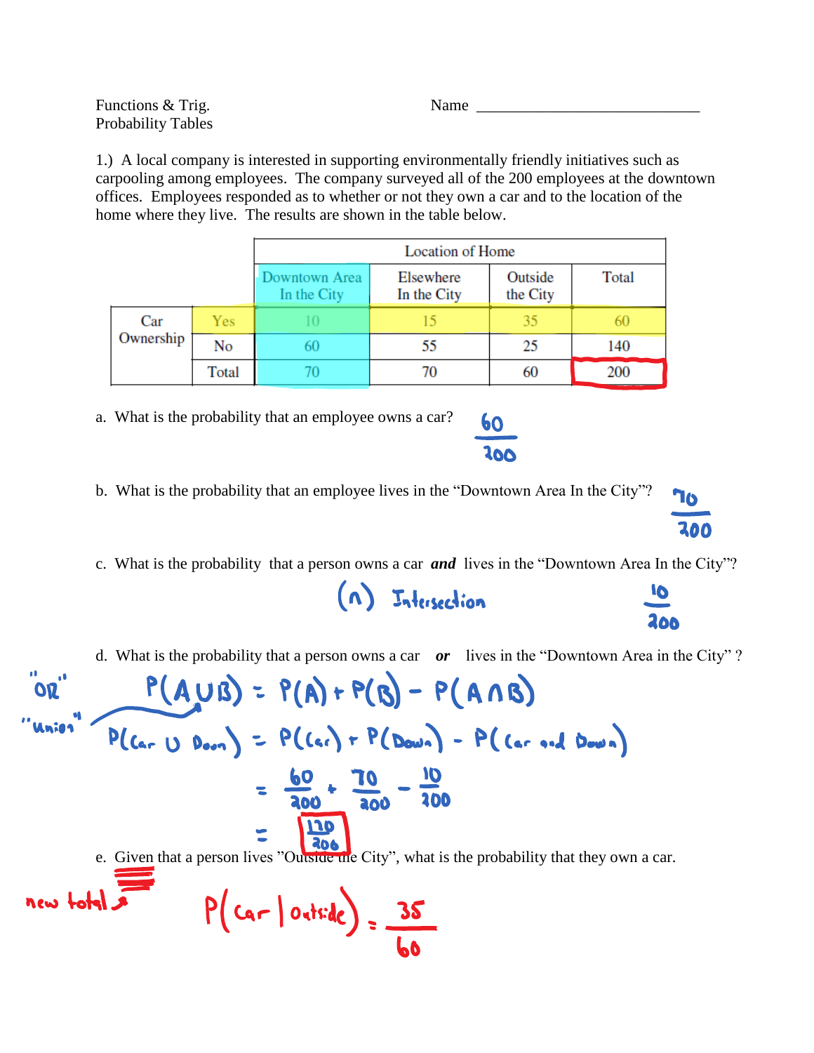Functions & Trig.
Probability Tables

Name ____________________________

1.) A local company is interested in supporting environmentally friendly initiatives such as carpooling among employees. The company surveyed all of the 200 employees at the downtown offices. Employees responded as to whether or not they own a car and to the location of the home where they live. The results are shown in the table below.

| | | Location of Home | | | |
|---|---|---|---|---|---|
| | | Downtown Area In the City | Elsewhere In the City | Outside the City | Total |
| Car Ownership | Yes | 10 | 15 | 35 | 60 |
| | No | 60 | 55 | 25 | 140 |
| | Total | 70 | 70 | 60 | 200 |

a. What is the probability that an employee owns a car?

$\frac{60}{200}$

b. What is the probability that an employee lives in the "Downtown Area In the City"?

$\frac{70}{200}$

c. What is the probability that a person owns a car ***and*** lives in the "Downtown Area In the City"?

($\cap$) Intersection

$\frac{10}{200}$

d. What is the probability that a person owns a car ***or*** lives in the "Downtown Area in the City" ?

"OR"
"Union"

$$P(A \cup B) = P(A) + P(B) - P(A \cap B)$$

$$P(\text{Car} \cup \text{Down}) = P(\text{Car}) + P(\text{Down}) - P(\text{Car and Down})$$

$$= \frac{60}{200} + \frac{70}{200} - \frac{10}{200}$$

$$= \frac{120}{200}$$

e. Given that a person lives "Outside the City", what is the probability that they own a car.

new total

$$P(\text{Car} \mid \text{Outside}) = \frac{35}{60}$$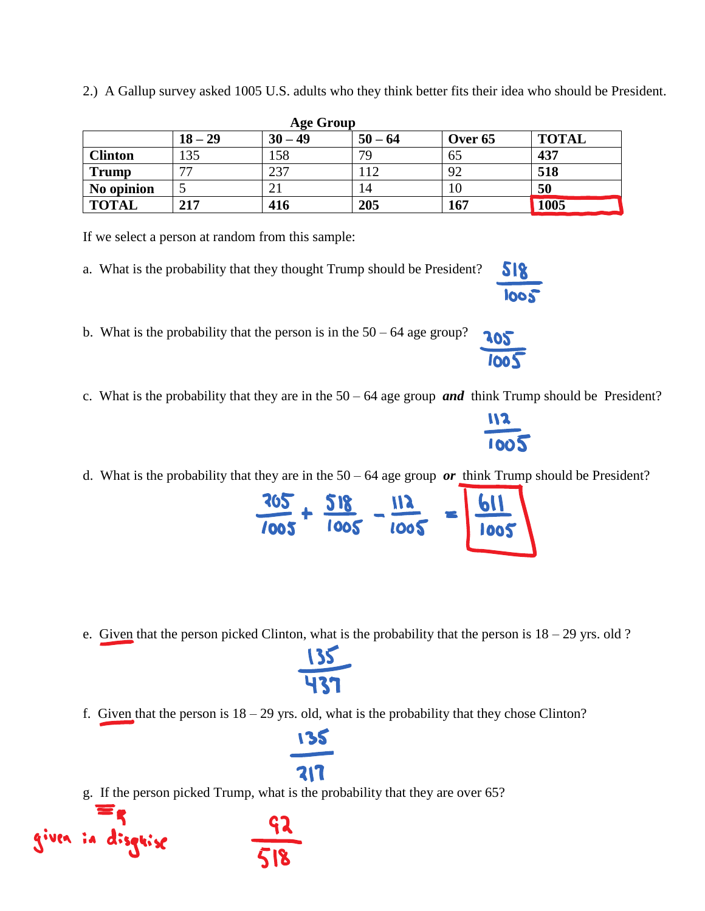2.) A Gallup survey asked 1005 U.S. adults who they think better fits their idea who should be President.

**Age Group**

| | 18 – 29 | 30 – 49 | 50 – 64 | Over 65 | TOTAL |
|---|---|---|---|---|---|
| **Clinton** | 135 | 158 | 79 | 65 | **437** |
| **Trump** | 77 | 237 | 112 | 92 | **518** |
| **No opinion** | 5 | 21 | 14 | 10 | **50** |
| **TOTAL** | **217** | **416** | **205** | **167** | **1005** |

If we select a person at random from this sample:

a. What is the probability that they thought Trump should be President? $\frac{518}{1005}$

b. What is the probability that the person is in the 50 – 64 age group? $\frac{205}{1005}$

c. What is the probability that they are in the 50 – 64 age group ***and*** think Trump should be President?

$$\frac{112}{1005}$$

d. What is the probability that they are in the 50 – 64 age group ***or*** think Trump should be President?

$$\frac{205}{1005} + \frac{518}{1005} - \frac{112}{1005} = \frac{611}{1005}$$

e. Given that the person picked Clinton, what is the probability that the person is 18 – 29 yrs. old ?

$$\frac{135}{437}$$

f. Given that the person is 18 – 29 yrs. old, what is the probability that they chose Clinton?

$$\frac{135}{217}$$

g. If the person picked Trump, what is the probability that they are over 65?

given in disguise

$$\frac{92}{518}$$